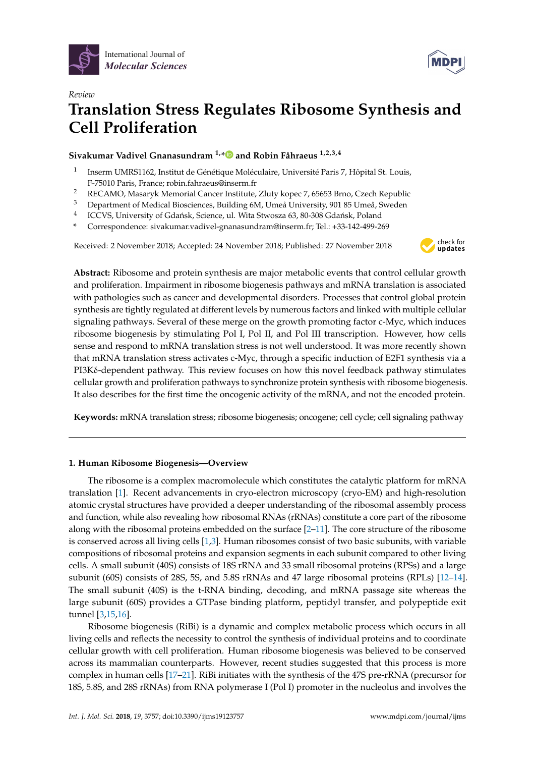International Journal of *Molecular Sciences*

*Review*

# Translation Stress Regulates Ribosome Synthesis and Cell Proliferation

**Sivakumar Vadivel Gnanasundram [1,*] and Robin Fåhraeus [1,2,3,4]**

1. Inserm UMRS1162, Institut de Génétique Moléculaire, Université Paris 7, Hôpital St. Louis, F-75010 Paris, France; robin.fahraeus@inserm.fr
2. RECAMO, Masaryk Memorial Cancer Institute, Zluty kopec 7, 65653 Brno, Czech Republic
3. Department of Medical Biosciences, Building 6M, Umeå University, 901 85 Umeå, Sweden
4. ICCVS, University of Gdańsk, Science, ul. Wita Stwosza 63, 80-308 Gdańsk, Poland

\* Correspondence: sivakumar.vadivel-gnanasundram@inserm.fr; Tel.: +33-142-499-269

Received: 2 November 2018; Accepted: 24 November 2018; Published: 27 November 2018

**Abstract:** Ribosome and protein synthesis are major metabolic events that control cellular growth and proliferation. Impairment in ribosome biogenesis pathways and mRNA translation is associated with pathologies such as cancer and developmental disorders. Processes that control global protein synthesis are tightly regulated at different levels by numerous factors and linked with multiple cellular signaling pathways. Several of these merge on the growth promoting factor c-Myc, which induces ribosome biogenesis by stimulating Pol I, Pol II, and Pol III transcription. However, how cells sense and respond to mRNA translation stress is not well understood. It was more recently shown that mRNA translation stress activates c-Myc, through a specific induction of E2F1 synthesis via a PI3Kδ-dependent pathway. This review focuses on how this novel feedback pathway stimulates cellular growth and proliferation pathways to synchronize protein synthesis with ribosome biogenesis. It also describes for the first time the oncogenic activity of the mRNA, and not the encoded protein.

**Keywords:** mRNA translation stress; ribosome biogenesis; oncogene; cell cycle; cell signaling pathway

## 1. Human Ribosome Biogenesis—Overview

The ribosome is a complex macromolecule which constitutes the catalytic platform for mRNA translation [1]. Recent advancements in cryo-electron microscopy (cryo-EM) and high-resolution atomic crystal structures have provided a deeper understanding of the ribosomal assembly process and function, while also revealing how ribosomal RNAs (rRNAs) constitute a core part of the ribosome along with the ribosomal proteins embedded on the surface [2–11]. The core structure of the ribosome is conserved across all living cells [1,3]. Human ribosomes consist of two basic subunits, with variable compositions of ribosomal proteins and expansion segments in each subunit compared to other living cells. A small subunit (40S) consists of 18S rRNA and 33 small ribosomal proteins (RPSs) and a large subunit (60S) consists of 28S, 5S, and 5.8S rRNAs and 47 large ribosomal proteins (RPLs) [12–14]. The small subunit (40S) is the t-RNA binding, decoding, and mRNA passage site whereas the large subunit (60S) provides a GTPase binding platform, peptidyl transfer, and polypeptide exit tunnel [3,15,16].

Ribosome biogenesis (RiBi) is a dynamic and complex metabolic process which occurs in all living cells and reflects the necessity to control the synthesis of individual proteins and to coordinate cellular growth with cell proliferation. Human ribosome biogenesis was believed to be conserved across its mammalian counterparts. However, recent studies suggested that this process is more complex in human cells [17–21]. RiBi initiates with the synthesis of the 47S pre-rRNA (precursor for 18S, 5.8S, and 28S rRNAs) from RNA polymerase I (Pol I) promoter in the nucleolus and involves the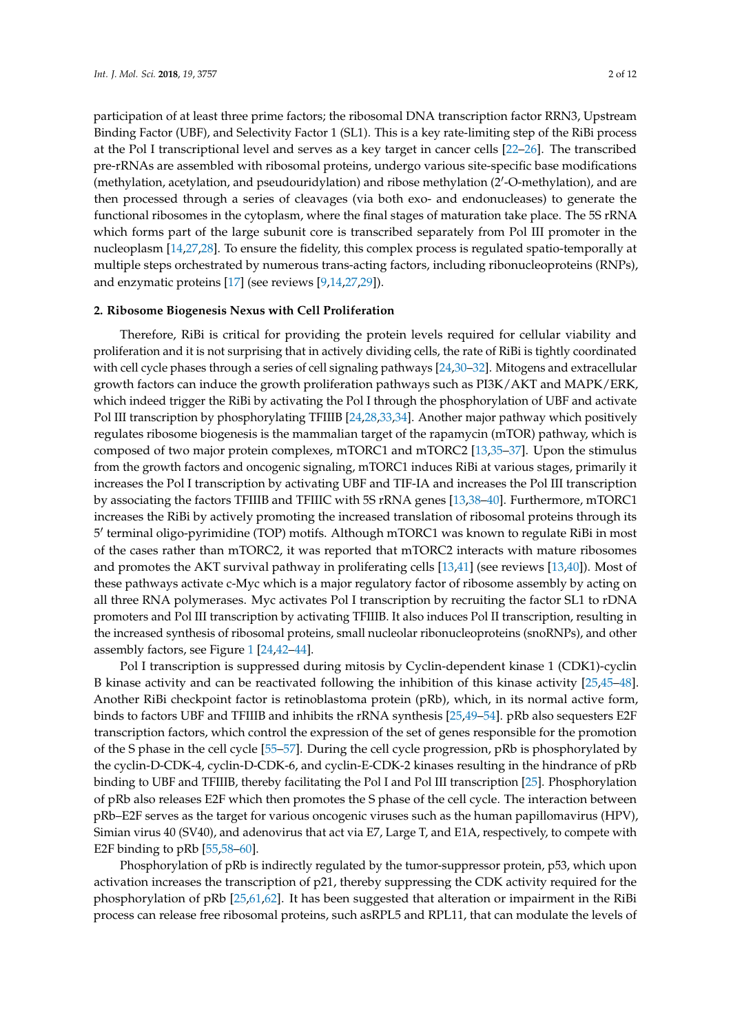participation of at least three prime factors; the ribosomal DNA transcription factor RRN3, Upstream Binding Factor (UBF), and Selectivity Factor 1 (SL1). This is a key rate-limiting step of the RiBi process at the Pol I transcriptional level and serves as a key target in cancer cells [22–26]. The transcribed pre-rRNAs are assembled with ribosomal proteins, undergo various site-specific base modifications (methylation, acetylation, and pseudouridylation) and ribose methylation (2′-O-methylation), and are then processed through a series of cleavages (via both exo- and endonucleases) to generate the functional ribosomes in the cytoplasm, where the final stages of maturation take place. The 5S rRNA which forms part of the large subunit core is transcribed separately from Pol III promoter in the nucleoplasm [14,27,28]. To ensure the fidelity, this complex process is regulated spatio-temporally at multiple steps orchestrated by numerous trans-acting factors, including ribonucleoproteins (RNPs), and enzymatic proteins [17] (see reviews [9,14,27,29]).

## 2. Ribosome Biogenesis Nexus with Cell Proliferation

Therefore, RiBi is critical for providing the protein levels required for cellular viability and proliferation and it is not surprising that in actively dividing cells, the rate of RiBi is tightly coordinated with cell cycle phases through a series of cell signaling pathways [24,30–32]. Mitogens and extracellular growth factors can induce the growth proliferation pathways such as PI3K/AKT and MAPK/ERK, which indeed trigger the RiBi by activating the Pol I through the phosphorylation of UBF and activate Pol III transcription by phosphorylating TFIIIB [24,28,33,34]. Another major pathway which positively regulates ribosome biogenesis is the mammalian target of the rapamycin (mTOR) pathway, which is composed of two major protein complexes, mTORC1 and mTORC2 [13,35–37]. Upon the stimulus from the growth factors and oncogenic signaling, mTORC1 induces RiBi at various stages, primarily it increases the Pol I transcription by activating UBF and TIF-IA and increases the Pol III transcription by associating the factors TFIIIB and TFIIIC with 5S rRNA genes [13,38–40]. Furthermore, mTORC1 increases the RiBi by actively promoting the increased translation of ribosomal proteins through its 5′ terminal oligo-pyrimidine (TOP) motifs. Although mTORC1 was known to regulate RiBi in most of the cases rather than mTORC2, it was reported that mTORC2 interacts with mature ribosomes and promotes the AKT survival pathway in proliferating cells [13,41] (see reviews [13,40]). Most of these pathways activate c-Myc which is a major regulatory factor of ribosome assembly by acting on all three RNA polymerases. Myc activates Pol I transcription by recruiting the factor SL1 to rDNA promoters and Pol III transcription by activating TFIIIB. It also induces Pol II transcription, resulting in the increased synthesis of ribosomal proteins, small nucleolar ribonucleoproteins (snoRNPs), and other assembly factors, see Figure 1 [24,42–44].

Pol I transcription is suppressed during mitosis by Cyclin-dependent kinase 1 (CDK1)-cyclin B kinase activity and can be reactivated following the inhibition of this kinase activity [25,45–48]. Another RiBi checkpoint factor is retinoblastoma protein (pRb), which, in its normal active form, binds to factors UBF and TFIIIB and inhibits the rRNA synthesis [25,49–54]. pRb also sequesters E2F transcription factors, which control the expression of the set of genes responsible for the promotion of the S phase in the cell cycle [55–57]. During the cell cycle progression, pRb is phosphorylated by the cyclin-D-CDK-4, cyclin-D-CDK-6, and cyclin-E-CDK-2 kinases resulting in the hindrance of pRb binding to UBF and TFIIIB, thereby facilitating the Pol I and Pol III transcription [25]. Phosphorylation of pRb also releases E2F which then promotes the S phase of the cell cycle. The interaction between pRb–E2F serves as the target for various oncogenic viruses such as the human papillomavirus (HPV), Simian virus 40 (SV40), and adenovirus that act via E7, Large T, and E1A, respectively, to compete with E2F binding to pRb [55,58–60].

Phosphorylation of pRb is indirectly regulated by the tumor-suppressor protein, p53, which upon activation increases the transcription of p21, thereby suppressing the CDK activity required for the phosphorylation of pRb [25,61,62]. It has been suggested that alteration or impairment in the RiBi process can release free ribosomal proteins, such asRPL5 and RPL11, that can modulate the levels of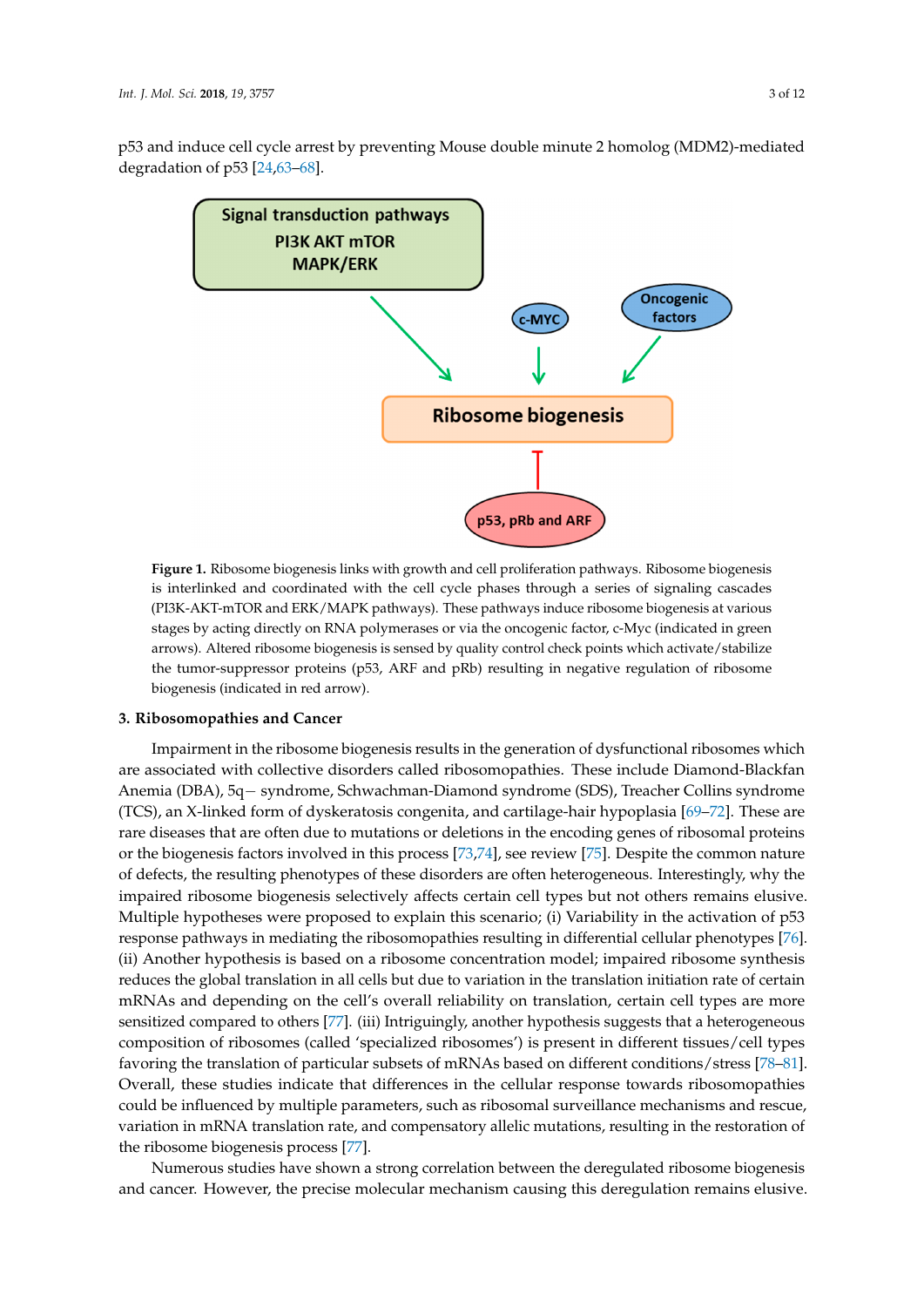p53 and induce cell cycle arrest by preventing Mouse double minute 2 homolog (MDM2)-mediated degradation of p53 [24,63–68].

**Figure 1.** Ribosome biogenesis links with growth and cell proliferation pathways. Ribosome biogenesis is interlinked and coordinated with the cell cycle phases through a series of signaling cascades (PI3K-AKT-mTOR and ERK/MAPK pathways). These pathways induce ribosome biogenesis at various stages by acting directly on RNA polymerases or via the oncogenic factor, c-Myc (indicated in green arrows). Altered ribosome biogenesis is sensed by quality control check points which activate/stabilize the tumor-suppressor proteins (p53, ARF and pRb) resulting in negative regulation of ribosome biogenesis (indicated in red arrow).

## 3. Ribosomopathies and Cancer

Impairment in the ribosome biogenesis results in the generation of dysfunctional ribosomes which are associated with collective disorders called ribosomopathies. These include Diamond-Blackfan Anemia (DBA), 5q− syndrome, Schwachman-Diamond syndrome (SDS), Treacher Collins syndrome (TCS), an X-linked form of dyskeratosis congenita, and cartilage-hair hypoplasia [69–72]. These are rare diseases that are often due to mutations or deletions in the encoding genes of ribosomal proteins or the biogenesis factors involved in this process [73,74], see review [75]. Despite the common nature of defects, the resulting phenotypes of these disorders are often heterogeneous. Interestingly, why the impaired ribosome biogenesis selectively affects certain cell types but not others remains elusive. Multiple hypotheses were proposed to explain this scenario; (i) Variability in the activation of p53 response pathways in mediating the ribosomopathies resulting in differential cellular phenotypes [76]. (ii) Another hypothesis is based on a ribosome concentration model; impaired ribosome synthesis reduces the global translation in all cells but due to variation in the translation initiation rate of certain mRNAs and depending on the cell's overall reliability on translation, certain cell types are more sensitized compared to others [77]. (iii) Intriguingly, another hypothesis suggests that a heterogeneous composition of ribosomes (called 'specialized ribosomes') is present in different tissues/cell types favoring the translation of particular subsets of mRNAs based on different conditions/stress [78–81]. Overall, these studies indicate that differences in the cellular response towards ribosomopathies could be influenced by multiple parameters, such as ribosomal surveillance mechanisms and rescue, variation in mRNA translation rate, and compensatory allelic mutations, resulting in the restoration of the ribosome biogenesis process [77].

Numerous studies have shown a strong correlation between the deregulated ribosome biogenesis and cancer. However, the precise molecular mechanism causing this deregulation remains elusive.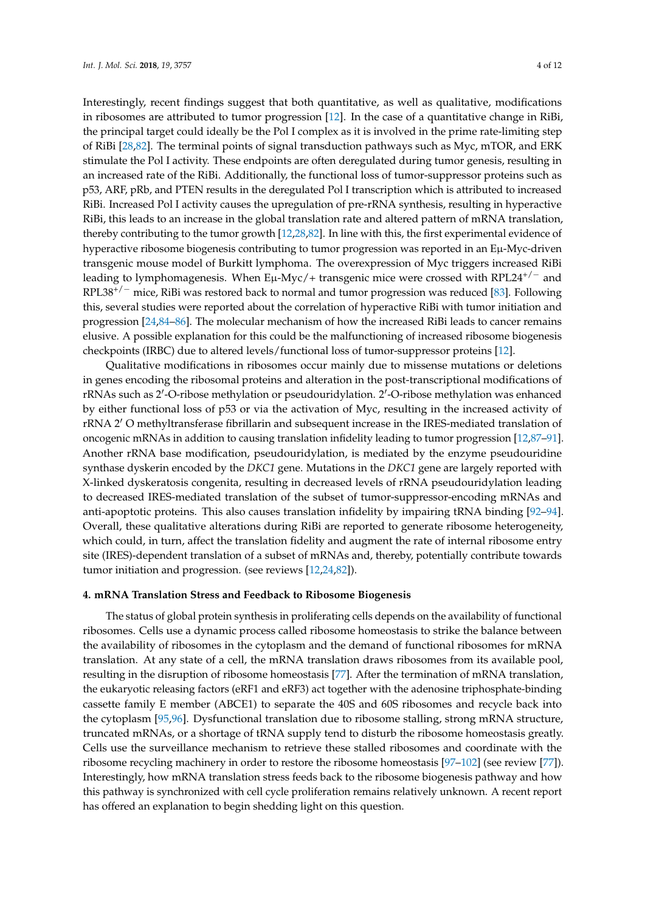Interestingly, recent findings suggest that both quantitative, as well as qualitative, modifications in ribosomes are attributed to tumor progression [12]. In the case of a quantitative change in RiBi, the principal target could ideally be the Pol I complex as it is involved in the prime rate-limiting step of RiBi [28,82]. The terminal points of signal transduction pathways such as Myc, mTOR, and ERK stimulate the Pol I activity. These endpoints are often deregulated during tumor genesis, resulting in an increased rate of the RiBi. Additionally, the functional loss of tumor-suppressor proteins such as p53, ARF, pRb, and PTEN results in the deregulated Pol I transcription which is attributed to increased RiBi. Increased Pol I activity causes the upregulation of pre-rRNA synthesis, resulting in hyperactive RiBi, this leads to an increase in the global translation rate and altered pattern of mRNA translation, thereby contributing to the tumor growth [12,28,82]. In line with this, the first experimental evidence of hyperactive ribosome biogenesis contributing to tumor progression was reported in an Eμ-Myc-driven transgenic mouse model of Burkitt lymphoma. The overexpression of Myc triggers increased RiBi leading to lymphomagenesis. When Eμ-Myc/+ transgenic mice were crossed with $RPL24^{+/-}$ and $RPL38^{+/-}$ mice, RiBi was restored back to normal and tumor progression was reduced [83]. Following this, several studies were reported about the correlation of hyperactive RiBi with tumor initiation and progression [24,84–86]. The molecular mechanism of how the increased RiBi leads to cancer remains elusive. A possible explanation for this could be the malfunctioning of increased ribosome biogenesis checkpoints (IRBC) due to altered levels/functional loss of tumor-suppressor proteins [12].

Qualitative modifications in ribosomes occur mainly due to missense mutations or deletions in genes encoding the ribosomal proteins and alteration in the post-transcriptional modifications of rRNAs such as 2′-O-ribose methylation or pseudouridylation. 2′-O-ribose methylation was enhanced by either functional loss of p53 or via the activation of Myc, resulting in the increased activity of rRNA 2′ O methyltransferase fibrillarin and subsequent increase in the IRES-mediated translation of oncogenic mRNAs in addition to causing translation infidelity leading to tumor progression [12,87–91]. Another rRNA base modification, pseudouridylation, is mediated by the enzyme pseudouridine synthase dyskerin encoded by the *DKC1* gene. Mutations in the *DKC1* gene are largely reported with X-linked dyskeratosis congenita, resulting in decreased levels of rRNA pseudouridylation leading to decreased IRES-mediated translation of the subset of tumor-suppressor-encoding mRNAs and anti-apoptotic proteins. This also causes translation infidelity by impairing tRNA binding [92–94]. Overall, these qualitative alterations during RiBi are reported to generate ribosome heterogeneity, which could, in turn, affect the translation fidelity and augment the rate of internal ribosome entry site (IRES)-dependent translation of a subset of mRNAs and, thereby, potentially contribute towards tumor initiation and progression. (see reviews [12,24,82]).

### 4. mRNA Translation Stress and Feedback to Ribosome Biogenesis

The status of global protein synthesis in proliferating cells depends on the availability of functional ribosomes. Cells use a dynamic process called ribosome homeostasis to strike the balance between the availability of ribosomes in the cytoplasm and the demand of functional ribosomes for mRNA translation. At any state of a cell, the mRNA translation draws ribosomes from its available pool, resulting in the disruption of ribosome homeostasis [77]. After the termination of mRNA translation, the eukaryotic releasing factors (eRF1 and eRF3) act together with the adenosine triphosphate-binding cassette family E member (ABCE1) to separate the 40S and 60S ribosomes and recycle back into the cytoplasm [95,96]. Dysfunctional translation due to ribosome stalling, strong mRNA structure, truncated mRNAs, or a shortage of tRNA supply tend to disturb the ribosome homeostasis greatly. Cells use the surveillance mechanism to retrieve these stalled ribosomes and coordinate with the ribosome recycling machinery in order to restore the ribosome homeostasis [97–102] (see review [77]). Interestingly, how mRNA translation stress feeds back to the ribosome biogenesis pathway and how this pathway is synchronized with cell cycle proliferation remains relatively unknown. A recent report has offered an explanation to begin shedding light on this question.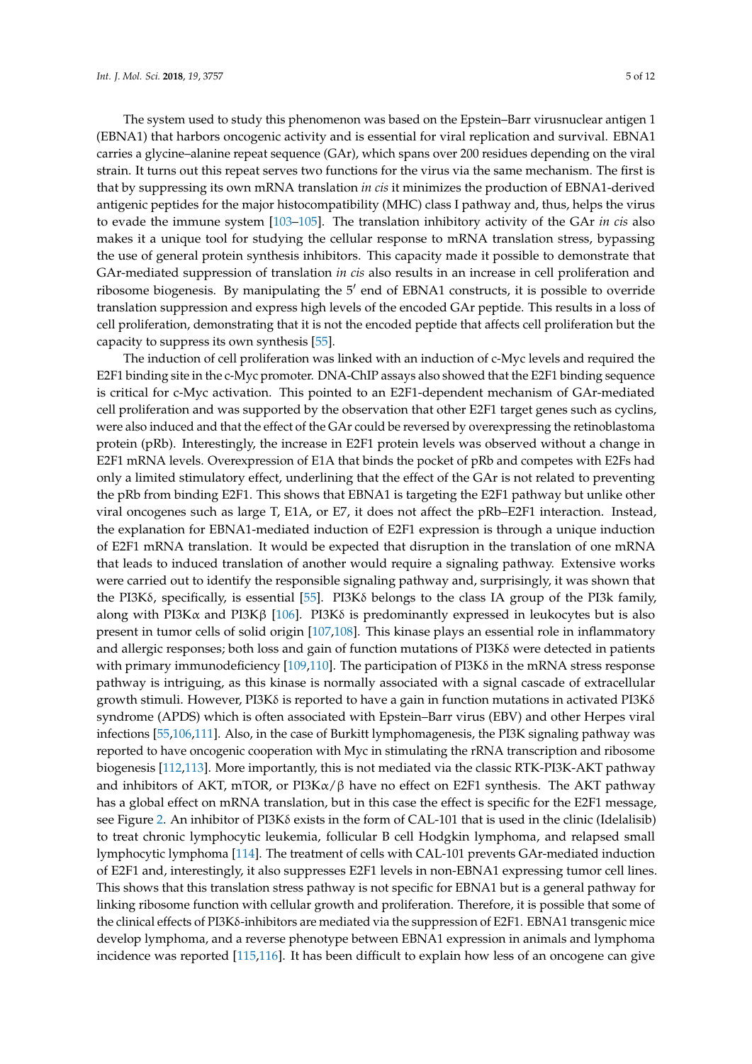The system used to study this phenomenon was based on the Epstein–Barr virusnuclear antigen 1 (EBNA1) that harbors oncogenic activity and is essential for viral replication and survival. EBNA1 carries a glycine–alanine repeat sequence (GAr), which spans over 200 residues depending on the viral strain. It turns out this repeat serves two functions for the virus via the same mechanism. The first is that by suppressing its own mRNA translation *in cis* it minimizes the production of EBNA1-derived antigenic peptides for the major histocompatibility (MHC) class I pathway and, thus, helps the virus to evade the immune system [103–105]. The translation inhibitory activity of the GAr *in cis* also makes it a unique tool for studying the cellular response to mRNA translation stress, bypassing the use of general protein synthesis inhibitors. This capacity made it possible to demonstrate that GAr-mediated suppression of translation *in cis* also results in an increase in cell proliferation and ribosome biogenesis. By manipulating the 5′ end of EBNA1 constructs, it is possible to override translation suppression and express high levels of the encoded GAr peptide. This results in a loss of cell proliferation, demonstrating that it is not the encoded peptide that affects cell proliferation but the capacity to suppress its own synthesis [55].

The induction of cell proliferation was linked with an induction of c-Myc levels and required the E2F1 binding site in the c-Myc promoter. DNA-ChIP assays also showed that the E2F1 binding sequence is critical for c-Myc activation. This pointed to an E2F1-dependent mechanism of GAr-mediated cell proliferation and was supported by the observation that other E2F1 target genes such as cyclins, were also induced and that the effect of the GAr could be reversed by overexpressing the retinoblastoma protein (pRb). Interestingly, the increase in E2F1 protein levels was observed without a change in E2F1 mRNA levels. Overexpression of E1A that binds the pocket of pRb and competes with E2Fs had only a limited stimulatory effect, underlining that the effect of the GAr is not related to preventing the pRb from binding E2F1. This shows that EBNA1 is targeting the E2F1 pathway but unlike other viral oncogenes such as large T, E1A, or E7, it does not affect the pRb–E2F1 interaction. Instead, the explanation for EBNA1-mediated induction of E2F1 expression is through a unique induction of E2F1 mRNA translation. It would be expected that disruption in the translation of one mRNA that leads to induced translation of another would require a signaling pathway. Extensive works were carried out to identify the responsible signaling pathway and, surprisingly, it was shown that the PI3Kδ, specifically, is essential [55]. PI3Kδ belongs to the class IA group of the PI3k family, along with PI3Kα and PI3Kβ [106]. PI3Kδ is predominantly expressed in leukocytes but is also present in tumor cells of solid origin [107,108]. This kinase plays an essential role in inflammatory and allergic responses; both loss and gain of function mutations of PI3Kδ were detected in patients with primary immunodeficiency [109,110]. The participation of PI3Kδ in the mRNA stress response pathway is intriguing, as this kinase is normally associated with a signal cascade of extracellular growth stimuli. However, PI3Kδ is reported to have a gain in function mutations in activated PI3Kδ syndrome (APDS) which is often associated with Epstein–Barr virus (EBV) and other Herpes viral infections [55,106,111]. Also, in the case of Burkitt lymphomagenesis, the PI3K signaling pathway was reported to have oncogenic cooperation with Myc in stimulating the rRNA transcription and ribosome biogenesis [112,113]. More importantly, this is not mediated via the classic RTK-PI3K-AKT pathway and inhibitors of AKT, mTOR, or PI3Kα/β have no effect on E2F1 synthesis. The AKT pathway has a global effect on mRNA translation, but in this case the effect is specific for the E2F1 message, see Figure 2. An inhibitor of PI3Kδ exists in the form of CAL-101 that is used in the clinic (Idelalisib) to treat chronic lymphocytic leukemia, follicular B cell Hodgkin lymphoma, and relapsed small lymphocytic lymphoma [114]. The treatment of cells with CAL-101 prevents GAr-mediated induction of E2F1 and, interestingly, it also suppresses E2F1 levels in non-EBNA1 expressing tumor cell lines. This shows that this translation stress pathway is not specific for EBNA1 but is a general pathway for linking ribosome function with cellular growth and proliferation. Therefore, it is possible that some of the clinical effects of PI3Kδ-inhibitors are mediated via the suppression of E2F1. EBNA1 transgenic mice develop lymphoma, and a reverse phenotype between EBNA1 expression in animals and lymphoma incidence was reported [115,116]. It has been difficult to explain how less of an oncogene can give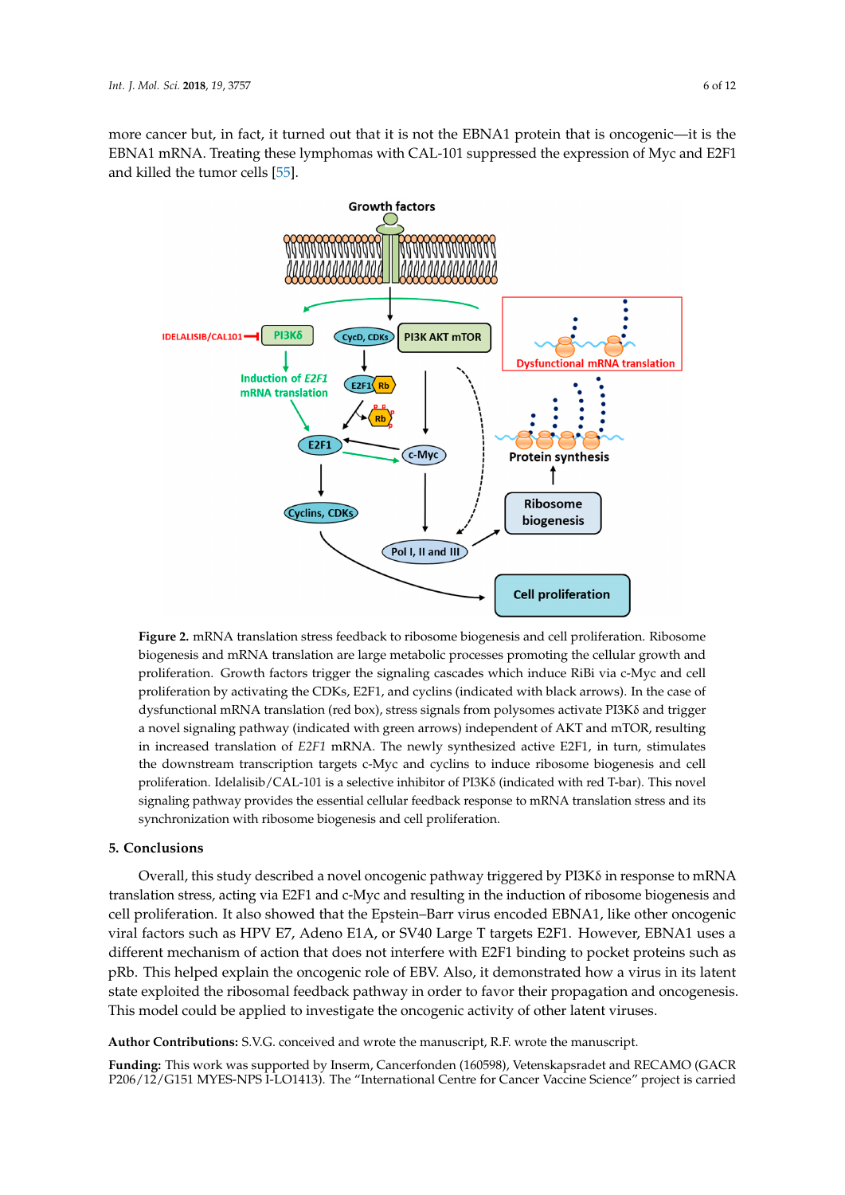more cancer but, in fact, it turned out that it is not the EBNA1 protein that is oncogenic—it is the EBNA1 mRNA. Treating these lymphomas with CAL-101 suppressed the expression of Myc and E2F1 and killed the tumor cells [55].

**Figure 2.** mRNA translation stress feedback to ribosome biogenesis and cell proliferation. Ribosome biogenesis and mRNA translation are large metabolic processes promoting the cellular growth and proliferation. Growth factors trigger the signaling cascades which induce RiBi via c-Myc and cell proliferation by activating the CDKs, E2F1, and cyclins (indicated with black arrows). In the case of dysfunctional mRNA translation (red box), stress signals from polysomes activate PI3Kδ and trigger a novel signaling pathway (indicated with green arrows) independent of AKT and mTOR, resulting in increased translation of *E2F1* mRNA. The newly synthesized active E2F1, in turn, stimulates the downstream transcription targets c-Myc and cyclins to induce ribosome biogenesis and cell proliferation. Idelalisib/CAL-101 is a selective inhibitor of PI3Kδ (indicated with red T-bar). This novel signaling pathway provides the essential cellular feedback response to mRNA translation stress and its synchronization with ribosome biogenesis and cell proliferation.

## 5. Conclusions

Overall, this study described a novel oncogenic pathway triggered by PI3Kδ in response to mRNA translation stress, acting via E2F1 and c-Myc and resulting in the induction of ribosome biogenesis and cell proliferation. It also showed that the Epstein–Barr virus encoded EBNA1, like other oncogenic viral factors such as HPV E7, Adeno E1A, or SV40 Large T targets E2F1. However, EBNA1 uses a different mechanism of action that does not interfere with E2F1 binding to pocket proteins such as pRb. This helped explain the oncogenic role of EBV. Also, it demonstrated how a virus in its latent state exploited the ribosomal feedback pathway in order to favor their propagation and oncogenesis. This model could be applied to investigate the oncogenic activity of other latent viruses.

**Author Contributions:** S.V.G. conceived and wrote the manuscript, R.F. wrote the manuscript.

**Funding:** This work was supported by Inserm, Cancerfonden (160598), Vetenskapsradet and RECAMO (GACR P206/12/G151 MYES-NPS I-LO1413). The "International Centre for Cancer Vaccine Science" project is carried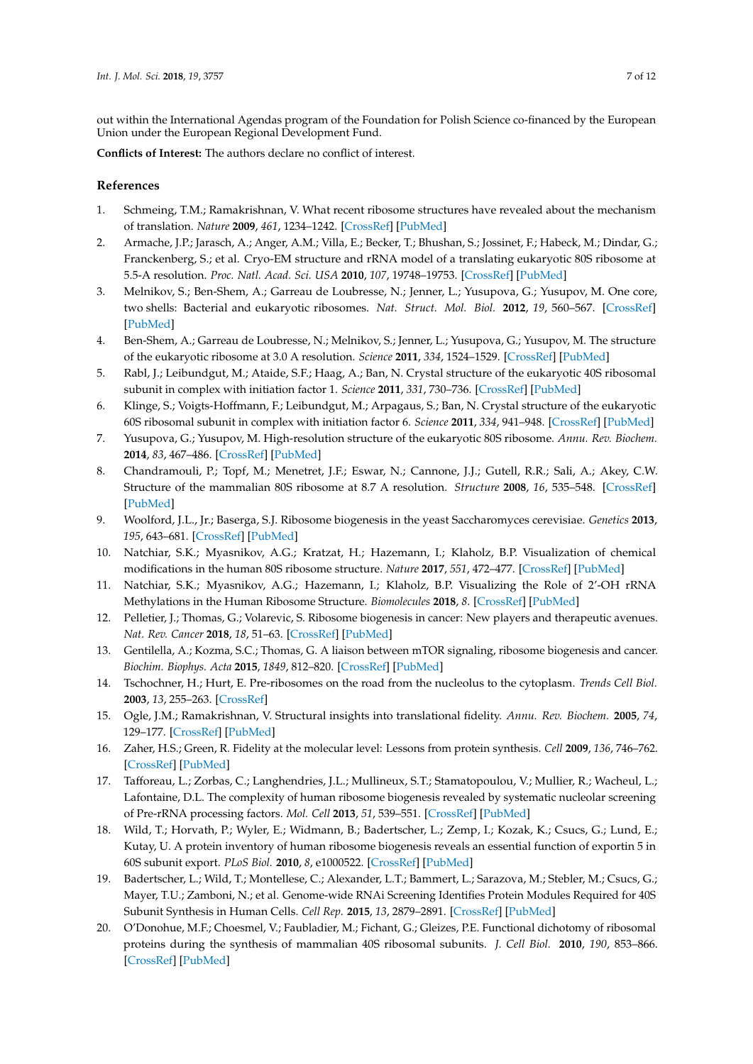out within the International Agendas program of the Foundation for Polish Science co-financed by the European Union under the European Regional Development Fund.

**Conflicts of Interest:** The authors declare no conflict of interest.

## References

1. Schmeing, T.M.; Ramakrishnan, V. What recent ribosome structures have revealed about the mechanism of translation. *Nature* **2009**, *461*, 1234–1242. [CrossRef] [PubMed]
2. Armache, J.P.; Jarasch, A.; Anger, A.M.; Villa, E.; Becker, T.; Bhushan, S.; Jossinet, F.; Habeck, M.; Dindar, G.; Franckenberg, S.; et al. Cryo-EM structure and rRNA model of a translating eukaryotic 80S ribosome at 5.5-A resolution. *Proc. Natl. Acad. Sci. USA* **2010**, *107*, 19748–19753. [CrossRef] [PubMed]
3. Melnikov, S.; Ben-Shem, A.; Garreau de Loubresse, N.; Jenner, L.; Yusupova, G.; Yusupov, M. One core, two shells: Bacterial and eukaryotic ribosomes. *Nat. Struct. Mol. Biol.* **2012**, *19*, 560–567. [CrossRef] [PubMed]
4. Ben-Shem, A.; Garreau de Loubresse, N.; Melnikov, S.; Jenner, L.; Yusupova, G.; Yusupov, M. The structure of the eukaryotic ribosome at 3.0 A resolution. *Science* **2011**, *334*, 1524–1529. [CrossRef] [PubMed]
5. Rabl, J.; Leibundgut, M.; Ataide, S.F.; Haag, A.; Ban, N. Crystal structure of the eukaryotic 40S ribosomal subunit in complex with initiation factor 1. *Science* **2011**, *331*, 730–736. [CrossRef] [PubMed]
6. Klinge, S.; Voigts-Hoffmann, F.; Leibundgut, M.; Arpagaus, S.; Ban, N. Crystal structure of the eukaryotic 60S ribosomal subunit in complex with initiation factor 6. *Science* **2011**, *334*, 941–948. [CrossRef] [PubMed]
7. Yusupova, G.; Yusupov, M. High-resolution structure of the eukaryotic 80S ribosome. *Annu. Rev. Biochem.* **2014**, *83*, 467–486. [CrossRef] [PubMed]
8. Chandramouli, P.; Topf, M.; Menetret, J.F.; Eswar, N.; Cannone, J.J.; Gutell, R.R.; Sali, A.; Akey, C.W. Structure of the mammalian 80S ribosome at 8.7 A resolution. *Structure* **2008**, *16*, 535–548. [CrossRef] [PubMed]
9. Woolford, J.L., Jr.; Baserga, S.J. Ribosome biogenesis in the yeast Saccharomyces cerevisiae. *Genetics* **2013**, *195*, 643–681. [CrossRef] [PubMed]
10. Natchiar, S.K.; Myasnikov, A.G.; Kratzat, H.; Hazemann, I.; Klaholz, B.P. Visualization of chemical modifications in the human 80S ribosome structure. *Nature* **2017**, *551*, 472–477. [CrossRef] [PubMed]
11. Natchiar, S.K.; Myasnikov, A.G.; Hazemann, I.; Klaholz, B.P. Visualizing the Role of 2'-OH rRNA Methylations in the Human Ribosome Structure. *Biomolecules* **2018**, *8*. [CrossRef] [PubMed]
12. Pelletier, J.; Thomas, G.; Volarevic, S. Ribosome biogenesis in cancer: New players and therapeutic avenues. *Nat. Rev. Cancer* **2018**, *18*, 51–63. [CrossRef] [PubMed]
13. Gentilella, A.; Kozma, S.C.; Thomas, G. A liaison between mTOR signaling, ribosome biogenesis and cancer. *Biochim. Biophys. Acta* **2015**, *1849*, 812–820. [CrossRef] [PubMed]
14. Tschochner, H.; Hurt, E. Pre-ribosomes on the road from the nucleolus to the cytoplasm. *Trends Cell Biol.* **2003**, *13*, 255–263. [CrossRef]
15. Ogle, J.M.; Ramakrishnan, V. Structural insights into translational fidelity. *Annu. Rev. Biochem.* **2005**, *74*, 129–177. [CrossRef] [PubMed]
16. Zaher, H.S.; Green, R. Fidelity at the molecular level: Lessons from protein synthesis. *Cell* **2009**, *136*, 746–762. [CrossRef] [PubMed]
17. Tafforeau, L.; Zorbas, C.; Langhendries, J.L.; Mullineux, S.T.; Stamatopoulou, V.; Mullier, R.; Wacheul, L.; Lafontaine, D.L. The complexity of human ribosome biogenesis revealed by systematic nucleolar screening of Pre-rRNA processing factors. *Mol. Cell* **2013**, *51*, 539–551. [CrossRef] [PubMed]
18. Wild, T.; Horvath, P.; Wyler, E.; Widmann, B.; Badertscher, L.; Zemp, I.; Kozak, K.; Csucs, G.; Lund, E.; Kutay, U. A protein inventory of human ribosome biogenesis reveals an essential function of exportin 5 in 60S subunit export. *PLoS Biol.* **2010**, *8*, e1000522. [CrossRef] [PubMed]
19. Badertscher, L.; Wild, T.; Montellese, C.; Alexander, L.T.; Bammert, L.; Sarazova, M.; Stebler, M.; Csucs, G.; Mayer, T.U.; Zamboni, N.; et al. Genome-wide RNAi Screening Identifies Protein Modules Required for 40S Subunit Synthesis in Human Cells. *Cell Rep.* **2015**, *13*, 2879–2891. [CrossRef] [PubMed]
20. O'Donohue, M.F.; Choesmel, V.; Faubladier, M.; Fichant, G.; Gleizes, P.E. Functional dichotomy of ribosomal proteins during the synthesis of mammalian 40S ribosomal subunits. *J. Cell Biol.* **2010**, *190*, 853–866. [CrossRef] [PubMed]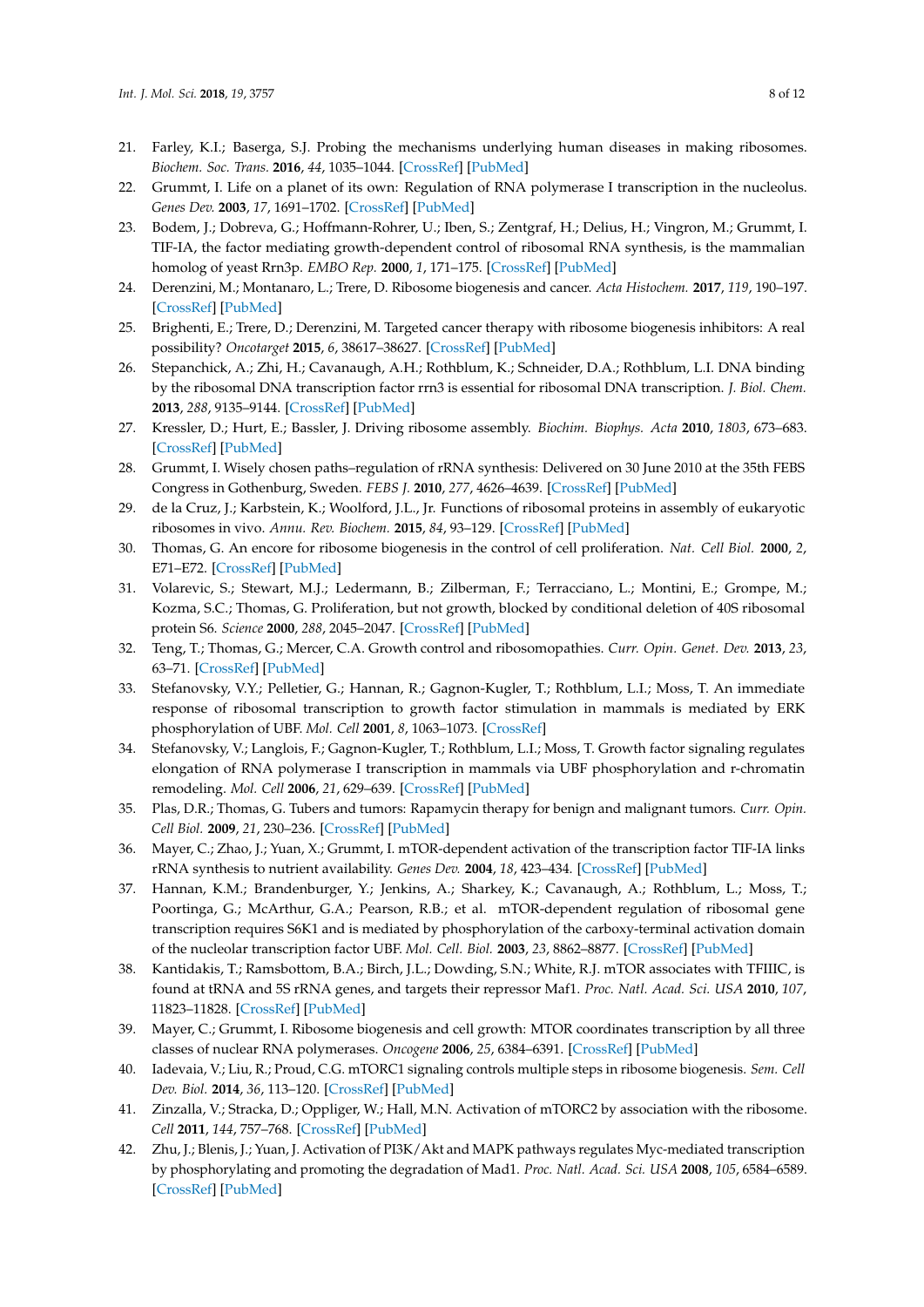21. Farley, K.I.; Baserga, S.J. Probing the mechanisms underlying human diseases in making ribosomes. *Biochem. Soc. Trans.* **2016**, *44*, 1035–1044. [CrossRef] [PubMed]
22. Grummt, I. Life on a planet of its own: Regulation of RNA polymerase I transcription in the nucleolus. *Genes Dev.* **2003**, *17*, 1691–1702. [CrossRef] [PubMed]
23. Bodem, J.; Dobreva, G.; Hoffmann-Rohrer, U.; Iben, S.; Zentgraf, H.; Delius, H.; Vingron, M.; Grummt, I. TIF-IA, the factor mediating growth-dependent control of ribosomal RNA synthesis, is the mammalian homolog of yeast Rrn3p. *EMBO Rep.* **2000**, *1*, 171–175. [CrossRef] [PubMed]
24. Derenzini, M.; Montanaro, L.; Trere, D. Ribosome biogenesis and cancer. *Acta Histochem.* **2017**, *119*, 190–197. [CrossRef] [PubMed]
25. Brighenti, E.; Trere, D.; Derenzini, M. Targeted cancer therapy with ribosome biogenesis inhibitors: A real possibility? *Oncotarget* **2015**, *6*, 38617–38627. [CrossRef] [PubMed]
26. Stepanchick, A.; Zhi, H.; Cavanaugh, A.H.; Rothblum, K.; Schneider, D.A.; Rothblum, L.I. DNA binding by the ribosomal DNA transcription factor rrn3 is essential for ribosomal DNA transcription. *J. Biol. Chem.* **2013**, *288*, 9135–9144. [CrossRef] [PubMed]
27. Kressler, D.; Hurt, E.; Bassler, J. Driving ribosome assembly. *Biochim. Biophys. Acta* **2010**, *1803*, 673–683. [CrossRef] [PubMed]
28. Grummt, I. Wisely chosen paths–regulation of rRNA synthesis: Delivered on 30 June 2010 at the 35th FEBS Congress in Gothenburg, Sweden. *FEBS J.* **2010**, *277*, 4626–4639. [CrossRef] [PubMed]
29. de la Cruz, J.; Karbstein, K.; Woolford, J.L., Jr. Functions of ribosomal proteins in assembly of eukaryotic ribosomes in vivo. *Annu. Rev. Biochem.* **2015**, *84*, 93–129. [CrossRef] [PubMed]
30. Thomas, G. An encore for ribosome biogenesis in the control of cell proliferation. *Nat. Cell Biol.* **2000**, *2*, E71–E72. [CrossRef] [PubMed]
31. Volarevic, S.; Stewart, M.J.; Ledermann, B.; Zilberman, F.; Terracciano, L.; Montini, E.; Grompe, M.; Kozma, S.C.; Thomas, G. Proliferation, but not growth, blocked by conditional deletion of 40S ribosomal protein S6. *Science* **2000**, *288*, 2045–2047. [CrossRef] [PubMed]
32. Teng, T.; Thomas, G.; Mercer, C.A. Growth control and ribosomopathies. *Curr. Opin. Genet. Dev.* **2013**, *23*, 63–71. [CrossRef] [PubMed]
33. Stefanovsky, V.Y.; Pelletier, G.; Hannan, R.; Gagnon-Kugler, T.; Rothblum, L.I.; Moss, T. An immediate response of ribosomal transcription to growth factor stimulation in mammals is mediated by ERK phosphorylation of UBF. *Mol. Cell* **2001**, *8*, 1063–1073. [CrossRef]
34. Stefanovsky, V.; Langlois, F.; Gagnon-Kugler, T.; Rothblum, L.I.; Moss, T. Growth factor signaling regulates elongation of RNA polymerase I transcription in mammals via UBF phosphorylation and r-chromatin remodeling. *Mol. Cell* **2006**, *21*, 629–639. [CrossRef] [PubMed]
35. Plas, D.R.; Thomas, G. Tubers and tumors: Rapamycin therapy for benign and malignant tumors. *Curr. Opin. Cell Biol.* **2009**, *21*, 230–236. [CrossRef] [PubMed]
36. Mayer, C.; Zhao, J.; Yuan, X.; Grummt, I. mTOR-dependent activation of the transcription factor TIF-IA links rRNA synthesis to nutrient availability. *Genes Dev.* **2004**, *18*, 423–434. [CrossRef] [PubMed]
37. Hannan, K.M.; Brandenburger, Y.; Jenkins, A.; Sharkey, K.; Cavanaugh, A.; Rothblum, L.; Moss, T.; Poortinga, G.; McArthur, G.A.; Pearson, R.B.; et al. mTOR-dependent regulation of ribosomal gene transcription requires S6K1 and is mediated by phosphorylation of the carboxy-terminal activation domain of the nucleolar transcription factor UBF. *Mol. Cell. Biol.* **2003**, *23*, 8862–8877. [CrossRef] [PubMed]
38. Kantidakis, T.; Ramsbottom, B.A.; Birch, J.L.; Dowding, S.N.; White, R.J. mTOR associates with TFIIIC, is found at tRNA and 5S rRNA genes, and targets their repressor Maf1. *Proc. Natl. Acad. Sci. USA* **2010**, *107*, 11823–11828. [CrossRef] [PubMed]
39. Mayer, C.; Grummt, I. Ribosome biogenesis and cell growth: MTOR coordinates transcription by all three classes of nuclear RNA polymerases. *Oncogene* **2006**, *25*, 6384–6391. [CrossRef] [PubMed]
40. Iadevaia, V.; Liu, R.; Proud, C.G. mTORC1 signaling controls multiple steps in ribosome biogenesis. *Sem. Cell Dev. Biol.* **2014**, *36*, 113–120. [CrossRef] [PubMed]
41. Zinzalla, V.; Stracka, D.; Oppliger, W.; Hall, M.N. Activation of mTORC2 by association with the ribosome. *Cell* **2011**, *144*, 757–768. [CrossRef] [PubMed]
42. Zhu, J.; Blenis, J.; Yuan, J. Activation of PI3K/Akt and MAPK pathways regulates Myc-mediated transcription by phosphorylating and promoting the degradation of Mad1. *Proc. Natl. Acad. Sci. USA* **2008**, *105*, 6584–6589. [CrossRef] [PubMed]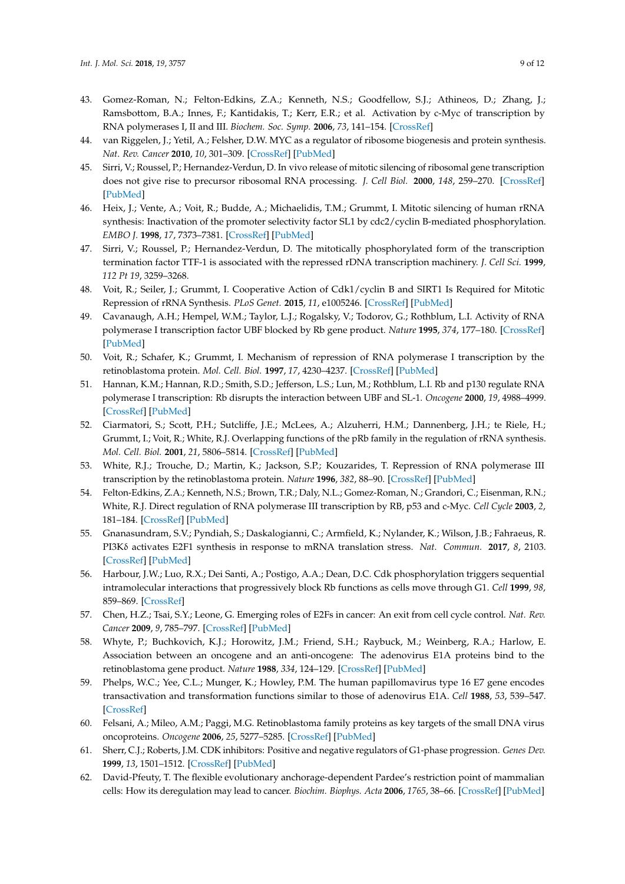43. Gomez-Roman, N.; Felton-Edkins, Z.A.; Kenneth, N.S.; Goodfellow, S.J.; Athineos, D.; Zhang, J.; Ramsbottom, B.A.; Innes, F.; Kantidakis, T.; Kerr, E.R.; et al. Activation by c-Myc of transcription by RNA polymerases I, II and III. *Biochem. Soc. Symp.* **2006**, *73*, 141–154. [CrossRef]
44. van Riggelen, J.; Yetil, A.; Felsher, D.W. MYC as a regulator of ribosome biogenesis and protein synthesis. *Nat. Rev. Cancer* **2010**, *10*, 301–309. [CrossRef] [PubMed]
45. Sirri, V.; Roussel, P.; Hernandez-Verdun, D. In vivo release of mitotic silencing of ribosomal gene transcription does not give rise to precursor ribosomal RNA processing. *J. Cell Biol.* **2000**, *148*, 259–270. [CrossRef] [PubMed]
46. Heix, J.; Vente, A.; Voit, R.; Budde, A.; Michaelidis, T.M.; Grummt, I. Mitotic silencing of human rRNA synthesis: Inactivation of the promoter selectivity factor SL1 by cdc2/cyclin B-mediated phosphorylation. *EMBO J.* **1998**, *17*, 7373–7381. [CrossRef] [PubMed]
47. Sirri, V.; Roussel, P.; Hernandez-Verdun, D. The mitotically phosphorylated form of the transcription termination factor TTF-1 is associated with the repressed rDNA transcription machinery. *J. Cell Sci.* **1999**, *112 Pt 19*, 3259–3268.
48. Voit, R.; Seiler, J.; Grummt, I. Cooperative Action of Cdk1/cyclin B and SIRT1 Is Required for Mitotic Repression of rRNA Synthesis. *PLoS Genet.* **2015**, *11*, e1005246. [CrossRef] [PubMed]
49. Cavanaugh, A.H.; Hempel, W.M.; Taylor, L.J.; Rogalsky, V.; Todorov, G.; Rothblum, L.I. Activity of RNA polymerase I transcription factor UBF blocked by Rb gene product. *Nature* **1995**, *374*, 177–180. [CrossRef] [PubMed]
50. Voit, R.; Schafer, K.; Grummt, I. Mechanism of repression of RNA polymerase I transcription by the retinoblastoma protein. *Mol. Cell. Biol.* **1997**, *17*, 4230–4237. [CrossRef] [PubMed]
51. Hannan, K.M.; Hannan, R.D.; Smith, S.D.; Jefferson, L.S.; Lun, M.; Rothblum, L.I. Rb and p130 regulate RNA polymerase I transcription: Rb disrupts the interaction between UBF and SL-1. *Oncogene* **2000**, *19*, 4988–4999. [CrossRef] [PubMed]
52. Ciarmatori, S.; Scott, P.H.; Sutcliffe, J.E.; McLees, A.; Alzuherri, H.M.; Dannenberg, J.H.; te Riele, H.; Grummt, I.; Voit, R.; White, R.J. Overlapping functions of the pRb family in the regulation of rRNA synthesis. *Mol. Cell. Biol.* **2001**, *21*, 5806–5814. [CrossRef] [PubMed]
53. White, R.J.; Trouche, D.; Martin, K.; Jackson, S.P.; Kouzarides, T. Repression of RNA polymerase III transcription by the retinoblastoma protein. *Nature* **1996**, *382*, 88–90. [CrossRef] [PubMed]
54. Felton-Edkins, Z.A.; Kenneth, N.S.; Brown, T.R.; Daly, N.L.; Gomez-Roman, N.; Grandori, C.; Eisenman, R.N.; White, R.J. Direct regulation of RNA polymerase III transcription by RB, p53 and c-Myc. *Cell Cycle* **2003**, *2*, 181–184. [CrossRef] [PubMed]
55. Gnanasundram, S.V.; Pyndiah, S.; Daskalogianni, C.; Armfield, K.; Nylander, K.; Wilson, J.B.; Fahraeus, R. PI3Kδ activates E2F1 synthesis in response to mRNA translation stress. *Nat. Commun.* **2017**, *8*, 2103. [CrossRef] [PubMed]
56. Harbour, J.W.; Luo, R.X.; Dei Santi, A.; Postigo, A.A.; Dean, D.C. Cdk phosphorylation triggers sequential intramolecular interactions that progressively block Rb functions as cells move through G1. *Cell* **1999**, *98*, 859–869. [CrossRef]
57. Chen, H.Z.; Tsai, S.Y.; Leone, G. Emerging roles of E2Fs in cancer: An exit from cell cycle control. *Nat. Rev. Cancer* **2009**, *9*, 785–797. [CrossRef] [PubMed]
58. Whyte, P.; Buchkovich, K.J.; Horowitz, J.M.; Friend, S.H.; Raybuck, M.; Weinberg, R.A.; Harlow, E. Association between an oncogene and an anti-oncogene: The adenovirus E1A proteins bind to the retinoblastoma gene product. *Nature* **1988**, *334*, 124–129. [CrossRef] [PubMed]
59. Phelps, W.C.; Yee, C.L.; Munger, K.; Howley, P.M. The human papillomavirus type 16 E7 gene encodes transactivation and transformation functions similar to those of adenovirus E1A. *Cell* **1988**, *53*, 539–547. [CrossRef]
60. Felsani, A.; Mileo, A.M.; Paggi, M.G. Retinoblastoma family proteins as key targets of the small DNA virus oncoproteins. *Oncogene* **2006**, *25*, 5277–5285. [CrossRef] [PubMed]
61. Sherr, C.J.; Roberts, J.M. CDK inhibitors: Positive and negative regulators of G1-phase progression. *Genes Dev.* **1999**, *13*, 1501–1512. [CrossRef] [PubMed]
62. David-Pfeuty, T. The flexible evolutionary anchorage-dependent Pardee's restriction point of mammalian cells: How its deregulation may lead to cancer. *Biochim. Biophys. Acta* **2006**, *1765*, 38–66. [CrossRef] [PubMed]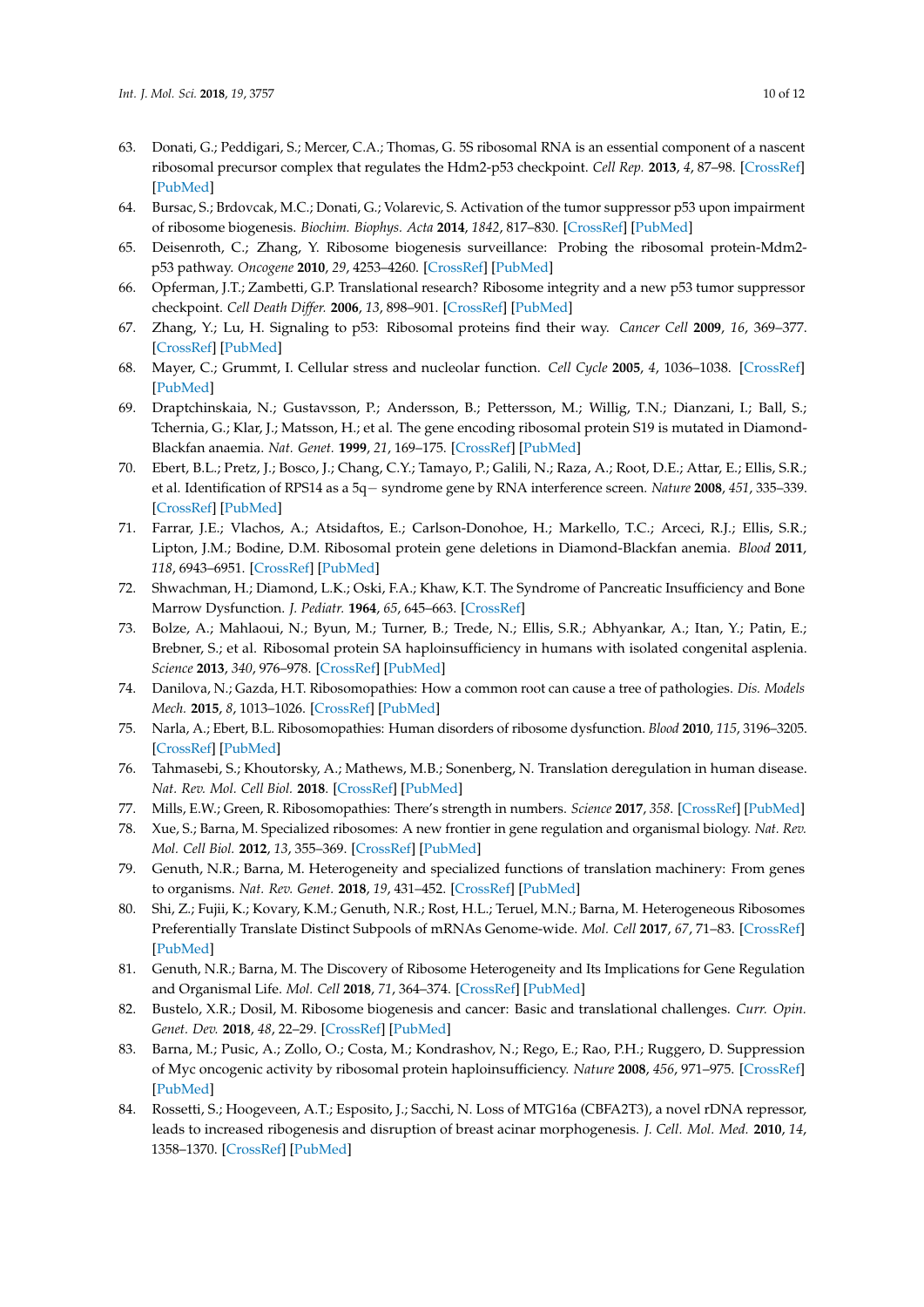63. Donati, G.; Peddigari, S.; Mercer, C.A.; Thomas, G. 5S ribosomal RNA is an essential component of a nascent ribosomal precursor complex that regulates the Hdm2-p53 checkpoint. *Cell Rep.* **2013**, *4*, 87–98. [CrossRef] [PubMed]
64. Bursac, S.; Brdovcak, M.C.; Donati, G.; Volarevic, S. Activation of the tumor suppressor p53 upon impairment of ribosome biogenesis. *Biochim. Biophys. Acta* **2014**, *1842*, 817–830. [CrossRef] [PubMed]
65. Deisenroth, C.; Zhang, Y. Ribosome biogenesis surveillance: Probing the ribosomal protein-Mdm2-p53 pathway. *Oncogene* **2010**, *29*, 4253–4260. [CrossRef] [PubMed]
66. Opferman, J.T.; Zambetti, G.P. Translational research? Ribosome integrity and a new p53 tumor suppressor checkpoint. *Cell Death Differ.* **2006**, *13*, 898–901. [CrossRef] [PubMed]
67. Zhang, Y.; Lu, H. Signaling to p53: Ribosomal proteins find their way. *Cancer Cell* **2009**, *16*, 369–377. [CrossRef] [PubMed]
68. Mayer, C.; Grummt, I. Cellular stress and nucleolar function. *Cell Cycle* **2005**, *4*, 1036–1038. [CrossRef] [PubMed]
69. Draptchinskaia, N.; Gustavsson, P.; Andersson, B.; Pettersson, M.; Willig, T.N.; Dianzani, I.; Ball, S.; Tchernia, G.; Klar, J.; Matsson, H.; et al. The gene encoding ribosomal protein S19 is mutated in Diamond-Blackfan anaemia. *Nat. Genet.* **1999**, *21*, 169–175. [CrossRef] [PubMed]
70. Ebert, B.L.; Pretz, J.; Bosco, J.; Chang, C.Y.; Tamayo, P.; Galili, N.; Raza, A.; Root, D.E.; Attar, E.; Ellis, S.R.; et al. Identification of RPS14 as a 5q− syndrome gene by RNA interference screen. *Nature* **2008**, *451*, 335–339. [CrossRef] [PubMed]
71. Farrar, J.E.; Vlachos, A.; Atsidaftos, E.; Carlson-Donohoe, H.; Markello, T.C.; Arceci, R.J.; Ellis, S.R.; Lipton, J.M.; Bodine, D.M. Ribosomal protein gene deletions in Diamond-Blackfan anemia. *Blood* **2011**, *118*, 6943–6951. [CrossRef] [PubMed]
72. Shwachman, H.; Diamond, L.K.; Oski, F.A.; Khaw, K.T. The Syndrome of Pancreatic Insufficiency and Bone Marrow Dysfunction. *J. Pediatr.* **1964**, *65*, 645–663. [CrossRef]
73. Bolze, A.; Mahlaoui, N.; Byun, M.; Turner, B.; Trede, N.; Ellis, S.R.; Abhyankar, A.; Itan, Y.; Patin, E.; Brebner, S.; et al. Ribosomal protein SA haploinsufficiency in humans with isolated congenital asplenia. *Science* **2013**, *340*, 976–978. [CrossRef] [PubMed]
74. Danilova, N.; Gazda, H.T. Ribosomopathies: How a common root can cause a tree of pathologies. *Dis. Models Mech.* **2015**, *8*, 1013–1026. [CrossRef] [PubMed]
75. Narla, A.; Ebert, B.L. Ribosomopathies: Human disorders of ribosome dysfunction. *Blood* **2010**, *115*, 3196–3205. [CrossRef] [PubMed]
76. Tahmasebi, S.; Khoutorsky, A.; Mathews, M.B.; Sonenberg, N. Translation deregulation in human disease. *Nat. Rev. Mol. Cell Biol.* **2018**. [CrossRef] [PubMed]
77. Mills, E.W.; Green, R. Ribosomopathies: There's strength in numbers. *Science* **2017**, *358*. [CrossRef] [PubMed]
78. Xue, S.; Barna, M. Specialized ribosomes: A new frontier in gene regulation and organismal biology. *Nat. Rev. Mol. Cell Biol.* **2012**, *13*, 355–369. [CrossRef] [PubMed]
79. Genuth, N.R.; Barna, M. Heterogeneity and specialized functions of translation machinery: From genes to organisms. *Nat. Rev. Genet.* **2018**, *19*, 431–452. [CrossRef] [PubMed]
80. Shi, Z.; Fujii, K.; Kovary, K.M.; Genuth, N.R.; Rost, H.L.; Teruel, M.N.; Barna, M. Heterogeneous Ribosomes Preferentially Translate Distinct Subpools of mRNAs Genome-wide. *Mol. Cell* **2017**, *67*, 71–83. [CrossRef] [PubMed]
81. Genuth, N.R.; Barna, M. The Discovery of Ribosome Heterogeneity and Its Implications for Gene Regulation and Organismal Life. *Mol. Cell* **2018**, *71*, 364–374. [CrossRef] [PubMed]
82. Bustelo, X.R.; Dosil, M. Ribosome biogenesis and cancer: Basic and translational challenges. *Curr. Opin. Genet. Dev.* **2018**, *48*, 22–29. [CrossRef] [PubMed]
83. Barna, M.; Pusic, A.; Zollo, O.; Costa, M.; Kondrashov, N.; Rego, E.; Rao, P.H.; Ruggero, D. Suppression of Myc oncogenic activity by ribosomal protein haploinsufficiency. *Nature* **2008**, *456*, 971–975. [CrossRef] [PubMed]
84. Rossetti, S.; Hoogeveen, A.T.; Esposito, J.; Sacchi, N. Loss of MTG16a (CBFA2T3), a novel rDNA repressor, leads to increased ribogenesis and disruption of breast acinar morphogenesis. *J. Cell. Mol. Med.* **2010**, *14*, 1358–1370. [CrossRef] [PubMed]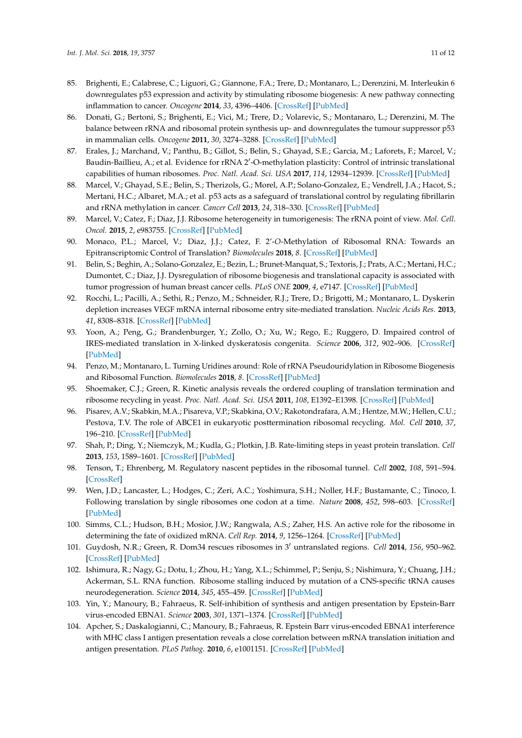85. Brighenti, E.; Calabrese, C.; Liguori, G.; Giannone, F.A.; Trere, D.; Montanaro, L.; Derenzini, M. Interleukin 6 downregulates p53 expression and activity by stimulating ribosome biogenesis: A new pathway connecting inflammation to cancer. *Oncogene* **2014**, *33*, 4396–4406. [CrossRef] [PubMed]
86. Donati, G.; Bertoni, S.; Brighenti, E.; Vici, M.; Trere, D.; Volarevic, S.; Montanaro, L.; Derenzini, M. The balance between rRNA and ribosomal protein synthesis up- and downregulates the tumour suppressor p53 in mammalian cells. *Oncogene* **2011**, *30*, 3274–3288. [CrossRef] [PubMed]
87. Erales, J.; Marchand, V.; Panthu, B.; Gillot, S.; Belin, S.; Ghayad, S.E.; Garcia, M.; Laforets, F.; Marcel, V.; Baudin-Baillieu, A.; et al. Evidence for rRNA 2′-O-methylation plasticity: Control of intrinsic translational capabilities of human ribosomes. *Proc. Natl. Acad. Sci. USA* **2017**, *114*, 12934–12939. [CrossRef] [PubMed]
88. Marcel, V.; Ghayad, S.E.; Belin, S.; Therizols, G.; Morel, A.P.; Solano-Gonzalez, E.; Vendrell, J.A.; Hacot, S.; Mertani, H.C.; Albaret, M.A.; et al. p53 acts as a safeguard of translational control by regulating fibrillarin and rRNA methylation in cancer. *Cancer Cell* **2013**, *24*, 318–330. [CrossRef] [PubMed]
89. Marcel, V.; Catez, F.; Diaz, J.J. Ribosome heterogeneity in tumorigenesis: The rRNA point of view. *Mol. Cell. Oncol.* **2015**, *2*, e983755. [CrossRef] [PubMed]
90. Monaco, P.L.; Marcel, V.; Diaz, J.J.; Catez, F. 2′-*O*-Methylation of Ribosomal RNA: Towards an Epitranscriptomic Control of Translation? *Biomolecules* **2018**, *8*. [CrossRef] [PubMed]
91. Belin, S.; Beghin, A.; Solano-Gonzalez, E.; Bezin, L.; Brunet-Manquat, S.; Textoris, J.; Prats, A.C.; Mertani, H.C.; Dumontet, C.; Diaz, J.J. Dysregulation of ribosome biogenesis and translational capacity is associated with tumor progression of human breast cancer cells. *PLoS ONE* **2009**, *4*, e7147. [CrossRef] [PubMed]
92. Rocchi, L.; Pacilli, A.; Sethi, R.; Penzo, M.; Schneider, R.J.; Trere, D.; Brigotti, M.; Montanaro, L. Dyskerin depletion increases VEGF mRNA internal ribosome entry site-mediated translation. *Nucleic Acids Res.* **2013**, *41*, 8308–8318. [CrossRef] [PubMed]
93. Yoon, A.; Peng, G.; Brandenburger, Y.; Zollo, O.; Xu, W.; Rego, E.; Ruggero, D. Impaired control of IRES-mediated translation in X-linked dyskeratosis congenita. *Science* **2006**, *312*, 902–906. [CrossRef] [PubMed]
94. Penzo, M.; Montanaro, L. Turning Uridines around: Role of rRNA Pseudouridylation in Ribosome Biogenesis and Ribosomal Function. *Biomolecules* **2018**, *8*. [CrossRef] [PubMed]
95. Shoemaker, C.J.; Green, R. Kinetic analysis reveals the ordered coupling of translation termination and ribosome recycling in yeast. *Proc. Natl. Acad. Sci. USA* **2011**, *108*, E1392–E1398. [CrossRef] [PubMed]
96. Pisarev, A.V.; Skabkin, M.A.; Pisareva, V.P.; Skabkina, O.V.; Rakotondrafara, A.M.; Hentze, M.W.; Hellen, C.U.; Pestova, T.V. The role of ABCE1 in eukaryotic posttermination ribosomal recycling. *Mol. Cell* **2010**, *37*, 196–210. [CrossRef] [PubMed]
97. Shah, P.; Ding, Y.; Niemczyk, M.; Kudla, G.; Plotkin, J.B. Rate-limiting steps in yeast protein translation. *Cell* **2013**, *153*, 1589–1601. [CrossRef] [PubMed]
98. Tenson, T.; Ehrenberg, M. Regulatory nascent peptides in the ribosomal tunnel. *Cell* **2002**, *108*, 591–594. [CrossRef]
99. Wen, J.D.; Lancaster, L.; Hodges, C.; Zeri, A.C.; Yoshimura, S.H.; Noller, H.F.; Bustamante, C.; Tinoco, I. Following translation by single ribosomes one codon at a time. *Nature* **2008**, *452*, 598–603. [CrossRef] [PubMed]
100. Simms, C.L.; Hudson, B.H.; Mosior, J.W.; Rangwala, A.S.; Zaher, H.S. An active role for the ribosome in determining the fate of oxidized mRNA. *Cell Rep.* **2014**, *9*, 1256–1264. [CrossRef] [PubMed]
101. Guydosh, N.R.; Green, R. Dom34 rescues ribosomes in 3′ untranslated regions. *Cell* **2014**, *156*, 950–962. [CrossRef] [PubMed]
102. Ishimura, R.; Nagy, G.; Dotu, I.; Zhou, H.; Yang, X.L.; Schimmel, P.; Senju, S.; Nishimura, Y.; Chuang, J.H.; Ackerman, S.L. RNA function. Ribosome stalling induced by mutation of a CNS-specific tRNA causes neurodegeneration. *Science* **2014**, *345*, 455–459. [CrossRef] [PubMed]
103. Yin, Y.; Manoury, B.; Fahraeus, R. Self-inhibition of synthesis and antigen presentation by Epstein-Barr virus-encoded EBNA1. *Science* **2003**, *301*, 1371–1374. [CrossRef] [PubMed]
104. Apcher, S.; Daskalogianni, C.; Manoury, B.; Fahraeus, R. Epstein Barr virus-encoded EBNA1 interference with MHC class I antigen presentation reveals a close correlation between mRNA translation initiation and antigen presentation. *PLoS Pathog.* **2010**, *6*, e1001151. [CrossRef] [PubMed]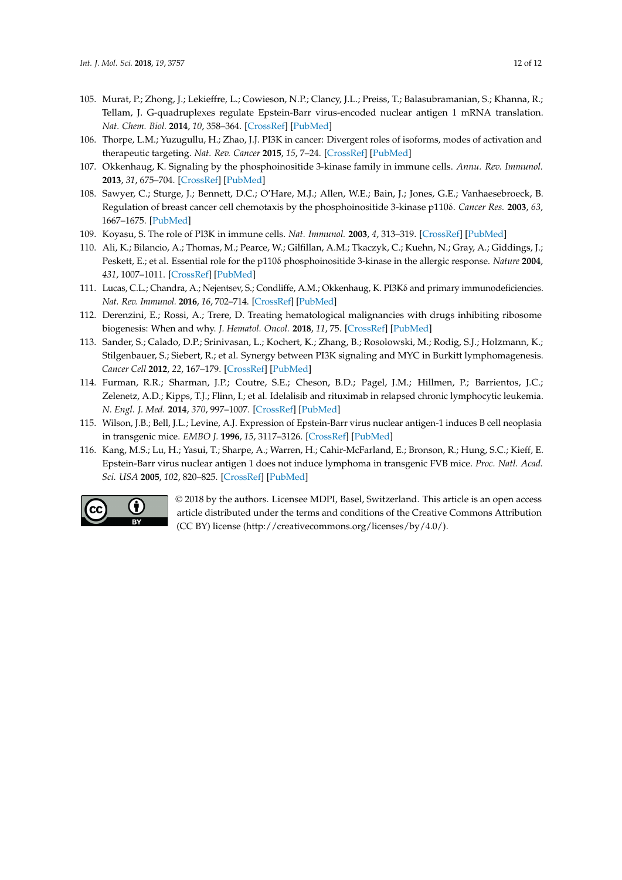105. Murat, P.; Zhong, J.; Lekieffre, L.; Cowieson, N.P.; Clancy, J.L.; Preiss, T.; Balasubramanian, S.; Khanna, R.; Tellam, J. G-quadruplexes regulate Epstein-Barr virus-encoded nuclear antigen 1 mRNA translation. *Nat. Chem. Biol.* **2014**, *10*, 358–364. [CrossRef] [PubMed]
106. Thorpe, L.M.; Yuzugullu, H.; Zhao, J.J. PI3K in cancer: Divergent roles of isoforms, modes of activation and therapeutic targeting. *Nat. Rev. Cancer* **2015**, *15*, 7–24. [CrossRef] [PubMed]
107. Okkenhaug, K. Signaling by the phosphoinositide 3-kinase family in immune cells. *Annu. Rev. Immunol.* **2013**, *31*, 675–704. [CrossRef] [PubMed]
108. Sawyer, C.; Sturge, J.; Bennett, D.C.; O'Hare, M.J.; Allen, W.E.; Bain, J.; Jones, G.E.; Vanhaesebroeck, B. Regulation of breast cancer cell chemotaxis by the phosphoinositide 3-kinase p110δ. *Cancer Res.* **2003**, *63*, 1667–1675. [PubMed]
109. Koyasu, S. The role of PI3K in immune cells. *Nat. Immunol.* **2003**, *4*, 313–319. [CrossRef] [PubMed]
110. Ali, K.; Bilancio, A.; Thomas, M.; Pearce, W.; Gilfillan, A.M.; Tkaczyk, C.; Kuehn, N.; Gray, A.; Giddings, J.; Peskett, E.; et al. Essential role for the p110δ phosphoinositide 3-kinase in the allergic response. *Nature* **2004**, *431*, 1007–1011. [CrossRef] [PubMed]
111. Lucas, C.L.; Chandra, A.; Nejentsev, S.; Condliffe, A.M.; Okkenhaug, K. PI3Kδ and primary immunodeficiencies. *Nat. Rev. Immunol.* **2016**, *16*, 702–714. [CrossRef] [PubMed]
112. Derenzini, E.; Rossi, A.; Trere, D. Treating hematological malignancies with drugs inhibiting ribosome biogenesis: When and why. *J. Hematol. Oncol.* **2018**, *11*, 75. [CrossRef] [PubMed]
113. Sander, S.; Calado, D.P.; Srinivasan, L.; Kochert, K.; Zhang, B.; Rosolowski, M.; Rodig, S.J.; Holzmann, K.; Stilgenbauer, S.; Siebert, R.; et al. Synergy between PI3K signaling and MYC in Burkitt lymphomagenesis. *Cancer Cell* **2012**, *22*, 167–179. [CrossRef] [PubMed]
114. Furman, R.R.; Sharman, J.P.; Coutre, S.E.; Cheson, B.D.; Pagel, J.M.; Hillmen, P.; Barrientos, J.C.; Zelenetz, A.D.; Kipps, T.J.; Flinn, I.; et al. Idelalisib and rituximab in relapsed chronic lymphocytic leukemia. *N. Engl. J. Med.* **2014**, *370*, 997–1007. [CrossRef] [PubMed]
115. Wilson, J.B.; Bell, J.L.; Levine, A.J. Expression of Epstein-Barr virus nuclear antigen-1 induces B cell neoplasia in transgenic mice. *EMBO J.* **1996**, *15*, 3117–3126. [CrossRef] [PubMed]
116. Kang, M.S.; Lu, H.; Yasui, T.; Sharpe, A.; Warren, H.; Cahir-McFarland, E.; Bronson, R.; Hung, S.C.; Kieff, E. Epstein-Barr virus nuclear antigen 1 does not induce lymphoma in transgenic FVB mice. *Proc. Natl. Acad. Sci. USA* **2005**, *102*, 820–825. [CrossRef] [PubMed]

© 2018 by the authors. Licensee MDPI, Basel, Switzerland. This article is an open access article distributed under the terms and conditions of the Creative Commons Attribution (CC BY) license (http://creativecommons.org/licenses/by/4.0/).